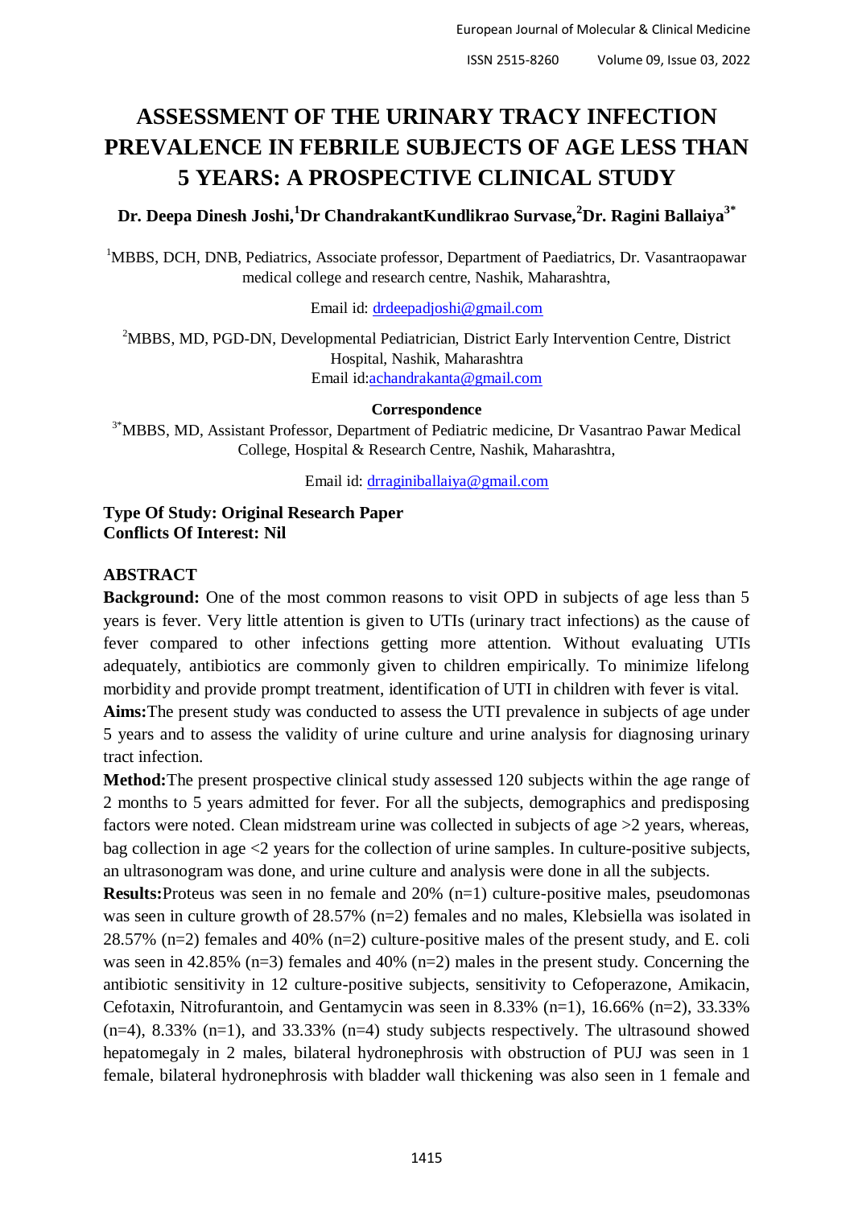# ASSESSMENT OF THE URINARY TRACY INFECTION PREVALENCE IN FEBRILE SUBJECTS OF AGE LESS THAN 5 YEARS: A PROSPECTIVE CLINICAL STUDY

**Dr. Deepa Dinesh Joshi,[1] Dr ChandrakantKundlikrao Survase,[2] Dr. Ragini Ballaiya[3*]**

[1]MBBS, DCH, DNB, Pediatrics, Associate professor, Department of Paediatrics, Dr. Vasantraopawar medical college and research centre, Nashik, Maharashtra,

Email id: drdeepadjoshi@gmail.com

[2]MBBS, MD, PGD-DN, Developmental Pediatrician, District Early Intervention Centre, District Hospital, Nashik, Maharashtra
Email id:achandrakanta@gmail.com

**Correspondence**

[3*]MBBS, MD, Assistant Professor, Department of Pediatric medicine, Dr Vasantrao Pawar Medical College, Hospital & Research Centre, Nashik, Maharashtra,

Email id: drraginiballaiya@gmail.com

**Type Of Study: Original Research Paper**
**Conflicts Of Interest: Nil**

## ABSTRACT

**Background:** One of the most common reasons to visit OPD in subjects of age less than 5 years is fever. Very little attention is given to UTIs (urinary tract infections) as the cause of fever compared to other infections getting more attention. Without evaluating UTIs adequately, antibiotics are commonly given to children empirically. To minimize lifelong morbidity and provide prompt treatment, identification of UTI in children with fever is vital.

**Aims:**The present study was conducted to assess the UTI prevalence in subjects of age under 5 years and to assess the validity of urine culture and urine analysis for diagnosing urinary tract infection.

**Method:**The present prospective clinical study assessed 120 subjects within the age range of 2 months to 5 years admitted for fever. For all the subjects, demographics and predisposing factors were noted. Clean midstream urine was collected in subjects of age >2 years, whereas, bag collection in age <2 years for the collection of urine samples. In culture-positive subjects, an ultrasonogram was done, and urine culture and analysis were done in all the subjects.

**Results:**Proteus was seen in no female and 20% (n=1) culture-positive males, pseudomonas was seen in culture growth of 28.57% (n=2) females and no males, Klebsiella was isolated in 28.57% (n=2) females and 40% (n=2) culture-positive males of the present study, and E. coli was seen in 42.85% (n=3) females and 40% (n=2) males in the present study. Concerning the antibiotic sensitivity in 12 culture-positive subjects, sensitivity to Cefoperazone, Amikacin, Cefotaxin, Nitrofurantoin, and Gentamycin was seen in 8.33% (n=1), 16.66% (n=2), 33.33% (n=4), 8.33% (n=1), and 33.33% (n=4) study subjects respectively. The ultrasound showed hepatomegaly in 2 males, bilateral hydronephrosis with obstruction of PUJ was seen in 1 female, bilateral hydronephrosis with bladder wall thickening was also seen in 1 female and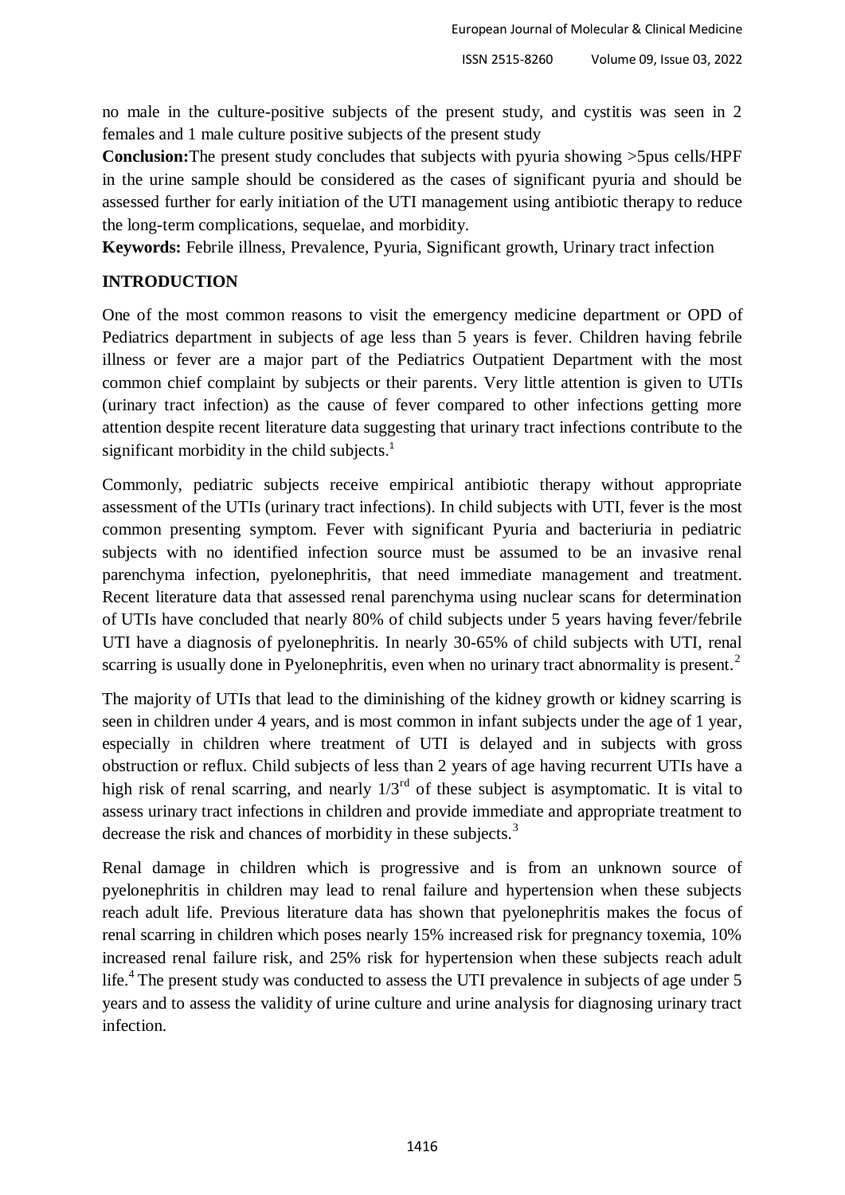no male in the culture-positive subjects of the present study, and cystitis was seen in 2 females and 1 male culture positive subjects of the present study

**Conclusion:**The present study concludes that subjects with pyuria showing >5pus cells/HPF in the urine sample should be considered as the cases of significant pyuria and should be assessed further for early initiation of the UTI management using antibiotic therapy to reduce the long-term complications, sequelae, and morbidity.

**Keywords:** Febrile illness, Prevalence, Pyuria, Significant growth, Urinary tract infection

## INTRODUCTION

One of the most common reasons to visit the emergency medicine department or OPD of Pediatrics department in subjects of age less than 5 years is fever. Children having febrile illness or fever are a major part of the Pediatrics Outpatient Department with the most common chief complaint by subjects or their parents. Very little attention is given to UTIs (urinary tract infection) as the cause of fever compared to other infections getting more attention despite recent literature data suggesting that urinary tract infections contribute to the significant morbidity in the child subjects.[1]

Commonly, pediatric subjects receive empirical antibiotic therapy without appropriate assessment of the UTIs (urinary tract infections). In child subjects with UTI, fever is the most common presenting symptom. Fever with significant Pyuria and bacteriuria in pediatric subjects with no identified infection source must be assumed to be an invasive renal parenchyma infection, pyelonephritis, that need immediate management and treatment. Recent literature data that assessed renal parenchyma using nuclear scans for determination of UTIs have concluded that nearly 80% of child subjects under 5 years having fever/febrile UTI have a diagnosis of pyelonephritis. In nearly 30-65% of child subjects with UTI, renal scarring is usually done in Pyelonephritis, even when no urinary tract abnormality is present.[2]

The majority of UTIs that lead to the diminishing of the kidney growth or kidney scarring is seen in children under 4 years, and is most common in infant subjects under the age of 1 year, especially in children where treatment of UTI is delayed and in subjects with gross obstruction or reflux. Child subjects of less than 2 years of age having recurrent UTIs have a high risk of renal scarring, and nearly 1/3rd of these subject is asymptomatic. It is vital to assess urinary tract infections in children and provide immediate and appropriate treatment to decrease the risk and chances of morbidity in these subjects.[3]

Renal damage in children which is progressive and is from an unknown source of pyelonephritis in children may lead to renal failure and hypertension when these subjects reach adult life. Previous literature data has shown that pyelonephritis makes the focus of renal scarring in children which poses nearly 15% increased risk for pregnancy toxemia, 10% increased renal failure risk, and 25% risk for hypertension when these subjects reach adult life.[4] The present study was conducted to assess the UTI prevalence in subjects of age under 5 years and to assess the validity of urine culture and urine analysis for diagnosing urinary tract infection.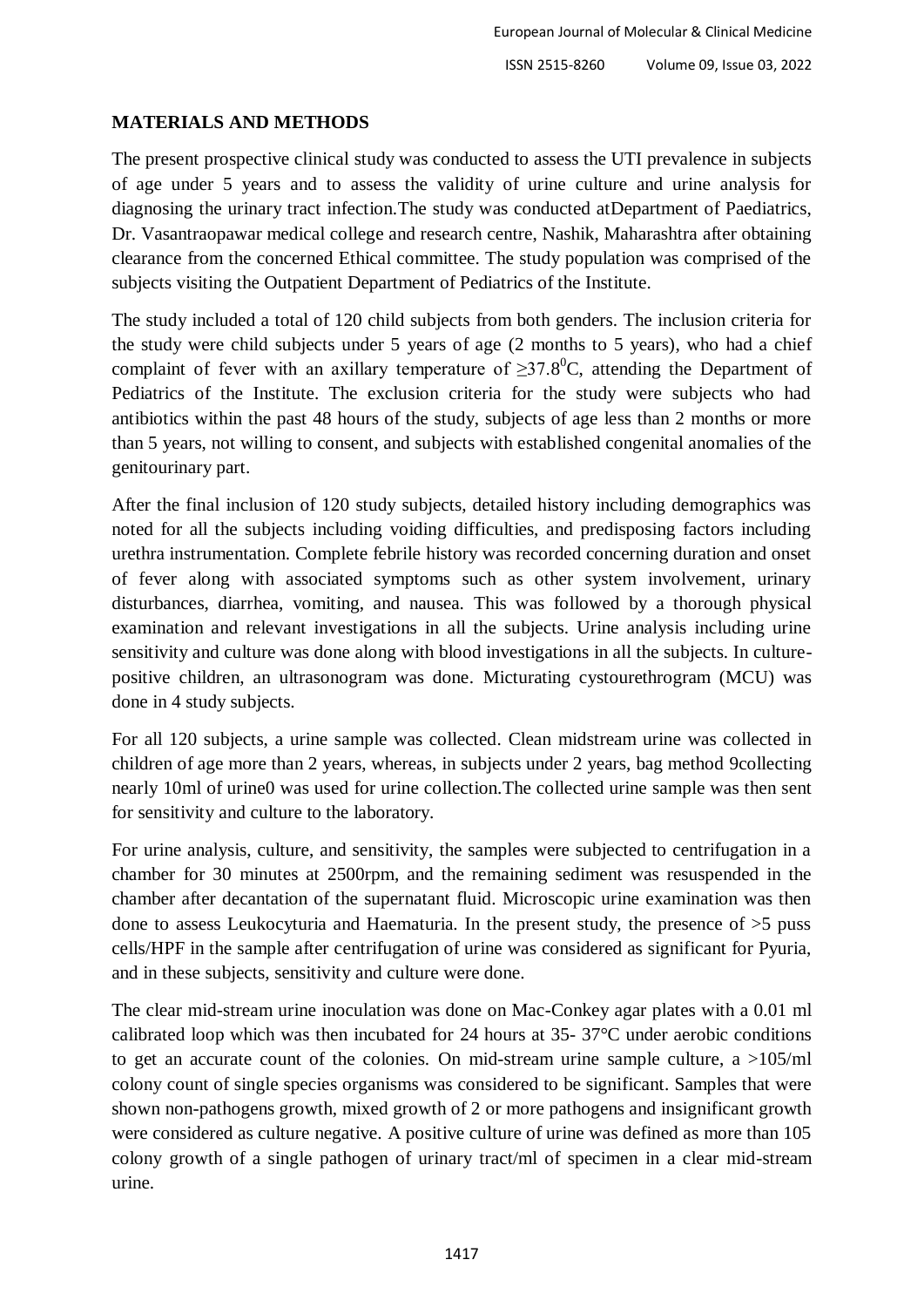## MATERIALS AND METHODS

The present prospective clinical study was conducted to assess the UTI prevalence in subjects of age under 5 years and to assess the validity of urine culture and urine analysis for diagnosing the urinary tract infection.The study was conducted atDepartment of Paediatrics, Dr. Vasantraopawar medical college and research centre, Nashik, Maharashtra after obtaining clearance from the concerned Ethical committee. The study population was comprised of the subjects visiting the Outpatient Department of Pediatrics of the Institute.

The study included a total of 120 child subjects from both genders. The inclusion criteria for the study were child subjects under 5 years of age (2 months to 5 years), who had a chief complaint of fever with an axillary temperature of $\geq 37.8^0$C, attending the Department of Pediatrics of the Institute. The exclusion criteria for the study were subjects who had antibiotics within the past 48 hours of the study, subjects of age less than 2 months or more than 5 years, not willing to consent, and subjects with established congenital anomalies of the genitourinary part.

After the final inclusion of 120 study subjects, detailed history including demographics was noted for all the subjects including voiding difficulties, and predisposing factors including urethra instrumentation. Complete febrile history was recorded concerning duration and onset of fever along with associated symptoms such as other system involvement, urinary disturbances, diarrhea, vomiting, and nausea. This was followed by a thorough physical examination and relevant investigations in all the subjects. Urine analysis including urine sensitivity and culture was done along with blood investigations in all the subjects. In culture-positive children, an ultrasonogram was done. Micturating cystourethrogram (MCU) was done in 4 study subjects.

For all 120 subjects, a urine sample was collected. Clean midstream urine was collected in children of age more than 2 years, whereas, in subjects under 2 years, bag method 9collecting nearly 10ml of urine0 was used for urine collection.The collected urine sample was then sent for sensitivity and culture to the laboratory.

For urine analysis, culture, and sensitivity, the samples were subjected to centrifugation in a chamber for 30 minutes at 2500rpm, and the remaining sediment was resuspended in the chamber after decantation of the supernatant fluid. Microscopic urine examination was then done to assess Leukocyturia and Haematuria. In the present study, the presence of >5 puss cells/HPF in the sample after centrifugation of urine was considered as significant for Pyuria, and in these subjects, sensitivity and culture were done.

The clear mid-stream urine inoculation was done on Mac-Conkey agar plates with a 0.01 ml calibrated loop which was then incubated for 24 hours at 35- 37°C under aerobic conditions to get an accurate count of the colonies. On mid-stream urine sample culture, a >105/ml colony count of single species organisms was considered to be significant. Samples that were shown non-pathogens growth, mixed growth of 2 or more pathogens and insignificant growth were considered as culture negative. A positive culture of urine was defined as more than 105 colony growth of a single pathogen of urinary tract/ml of specimen in a clear mid-stream urine.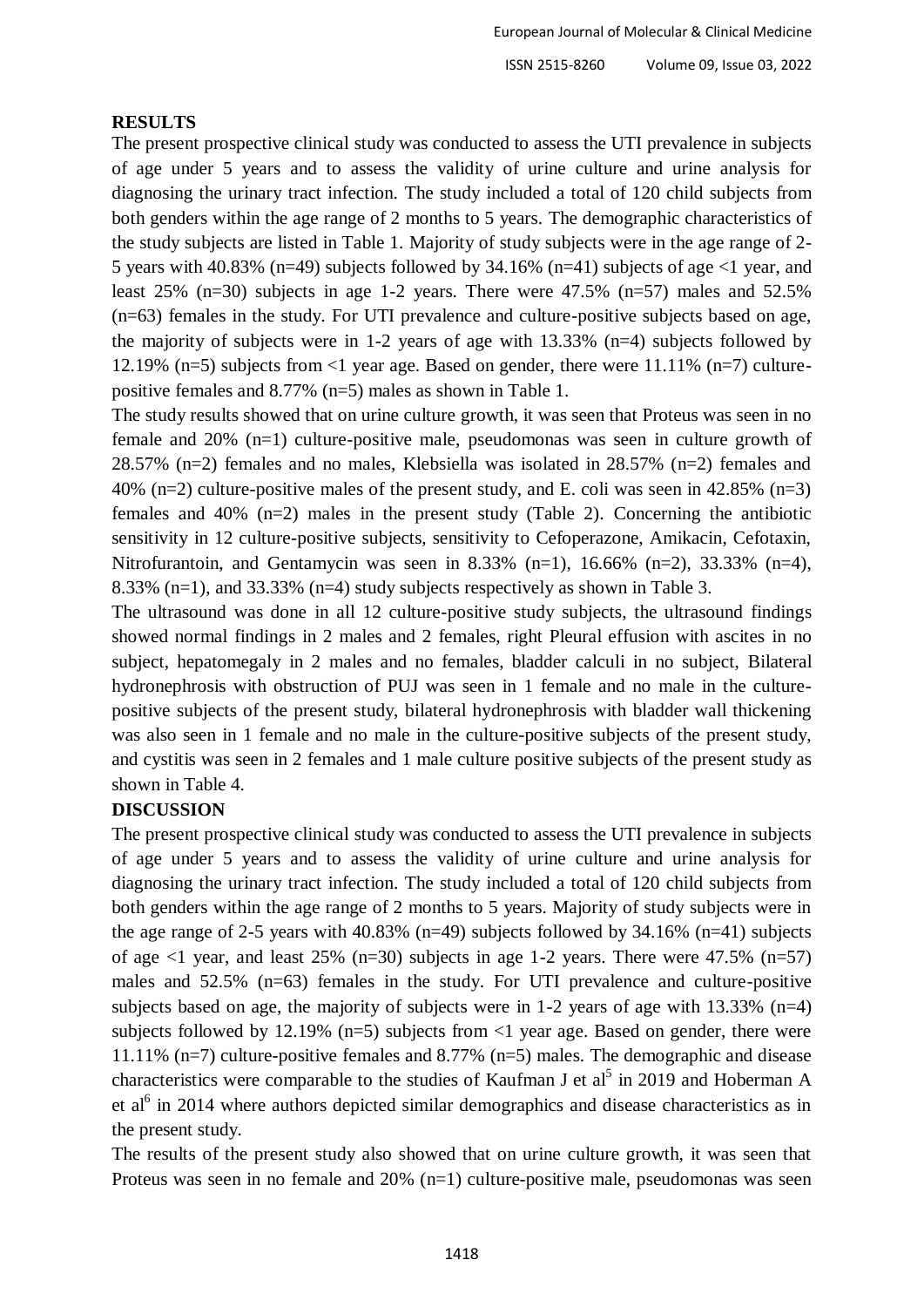## RESULTS

The present prospective clinical study was conducted to assess the UTI prevalence in subjects of age under 5 years and to assess the validity of urine culture and urine analysis for diagnosing the urinary tract infection. The study included a total of 120 child subjects from both genders within the age range of 2 months to 5 years. The demographic characteristics of the study subjects are listed in Table 1. Majority of study subjects were in the age range of 2-5 years with 40.83% (n=49) subjects followed by 34.16% (n=41) subjects of age <1 year, and least 25% (n=30) subjects in age 1-2 years. There were 47.5% (n=57) males and 52.5% (n=63) females in the study. For UTI prevalence and culture-positive subjects based on age, the majority of subjects were in 1-2 years of age with 13.33% (n=4) subjects followed by 12.19% (n=5) subjects from <1 year age. Based on gender, there were 11.11% (n=7) culture-positive females and 8.77% (n=5) males as shown in Table 1.

The study results showed that on urine culture growth, it was seen that Proteus was seen in no female and 20% (n=1) culture-positive male, pseudomonas was seen in culture growth of 28.57% (n=2) females and no males, Klebsiella was isolated in 28.57% (n=2) females and 40% (n=2) culture-positive males of the present study, and E. coli was seen in 42.85% (n=3) females and 40% (n=2) males in the present study (Table 2). Concerning the antibiotic sensitivity in 12 culture-positive subjects, sensitivity to Cefoperazone, Amikacin, Cefotaxin, Nitrofurantoin, and Gentamycin was seen in 8.33% (n=1), 16.66% (n=2), 33.33% (n=4), 8.33% (n=1), and 33.33% (n=4) study subjects respectively as shown in Table 3.

The ultrasound was done in all 12 culture-positive study subjects, the ultrasound findings showed normal findings in 2 males and 2 females, right Pleural effusion with ascites in no subject, hepatomegaly in 2 males and no females, bladder calculi in no subject, Bilateral hydronephrosis with obstruction of PUJ was seen in 1 female and no male in the culture-positive subjects of the present study, bilateral hydronephrosis with bladder wall thickening was also seen in 1 female and no male in the culture-positive subjects of the present study, and cystitis was seen in 2 females and 1 male culture positive subjects of the present study as shown in Table 4.

## DISCUSSION

The present prospective clinical study was conducted to assess the UTI prevalence in subjects of age under 5 years and to assess the validity of urine culture and urine analysis for diagnosing the urinary tract infection. The study included a total of 120 child subjects from both genders within the age range of 2 months to 5 years. Majority of study subjects were in the age range of 2-5 years with 40.83% (n=49) subjects followed by 34.16% (n=41) subjects of age <1 year, and least 25% (n=30) subjects in age 1-2 years. There were 47.5% (n=57) males and 52.5% (n=63) females in the study. For UTI prevalence and culture-positive subjects based on age, the majority of subjects were in 1-2 years of age with 13.33% (n=4) subjects followed by 12.19% (n=5) subjects from <1 year age. Based on gender, there were 11.11% (n=7) culture-positive females and 8.77% (n=5) males. The demographic and disease characteristics were comparable to the studies of Kaufman J et al[5] in 2019 and Hoberman A et al[6] in 2014 where authors depicted similar demographics and disease characteristics as in the present study.

The results of the present study also showed that on urine culture growth, it was seen that Proteus was seen in no female and 20% (n=1) culture-positive male, pseudomonas was seen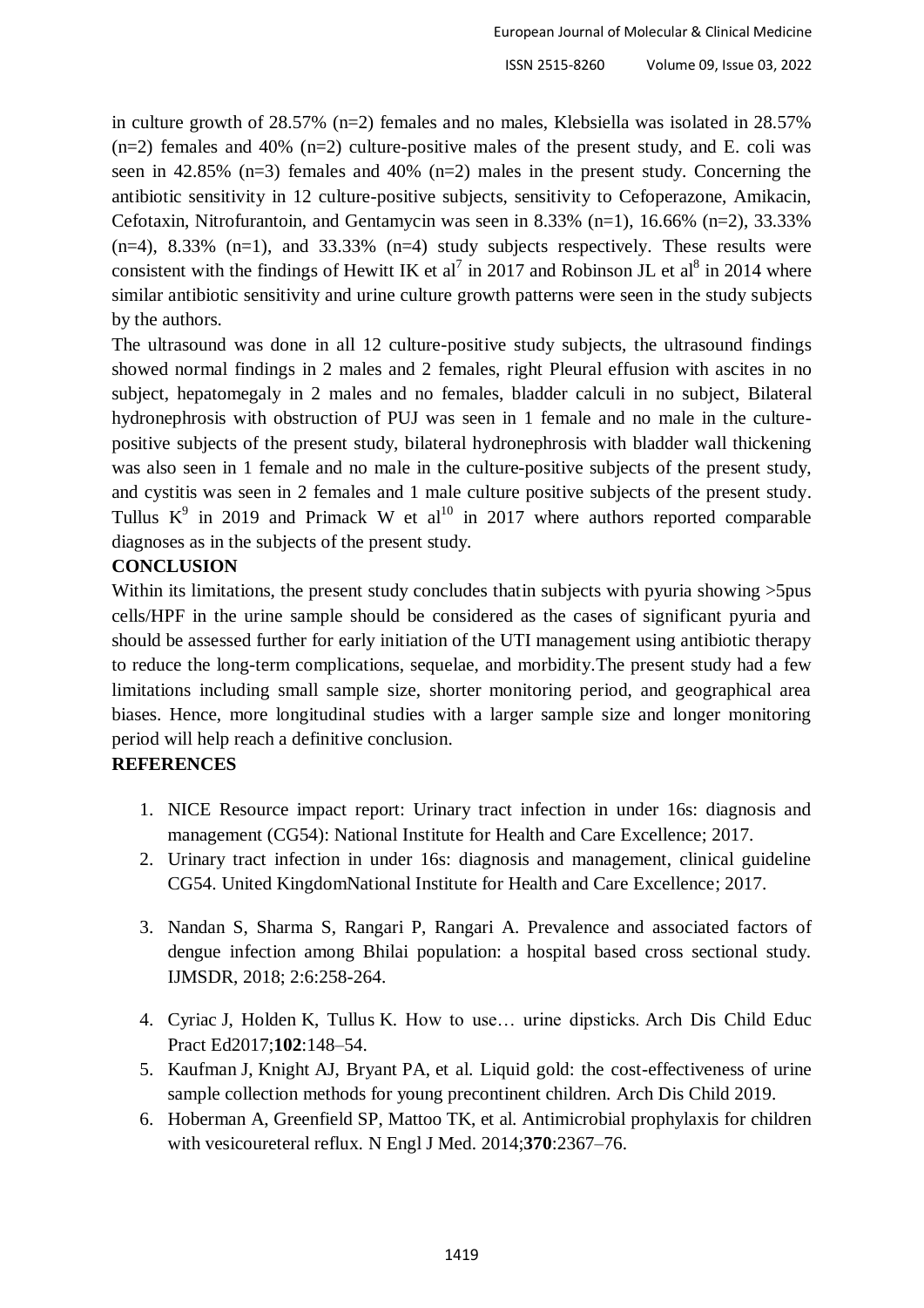in culture growth of 28.57% (n=2) females and no males, Klebsiella was isolated in 28.57% (n=2) females and 40% (n=2) culture-positive males of the present study, and E. coli was seen in 42.85% (n=3) females and 40% (n=2) males in the present study. Concerning the antibiotic sensitivity in 12 culture-positive subjects, sensitivity to Cefoperazone, Amikacin, Cefotaxin, Nitrofurantoin, and Gentamycin was seen in 8.33% (n=1), 16.66% (n=2), 33.33% (n=4), 8.33% (n=1), and 33.33% (n=4) study subjects respectively. These results were consistent with the findings of Hewitt IK et al[7] in 2017 and Robinson JL et al[8] in 2014 where similar antibiotic sensitivity and urine culture growth patterns were seen in the study subjects by the authors.

The ultrasound was done in all 12 culture-positive study subjects, the ultrasound findings showed normal findings in 2 males and 2 females, right Pleural effusion with ascites in no subject, hepatomegaly in 2 males and no females, bladder calculi in no subject, Bilateral hydronephrosis with obstruction of PUJ was seen in 1 female and no male in the culture-positive subjects of the present study, bilateral hydronephrosis with bladder wall thickening was also seen in 1 female and no male in the culture-positive subjects of the present study, and cystitis was seen in 2 females and 1 male culture positive subjects of the present study. Tullus K[9] in 2019 and Primack W et al[10] in 2017 where authors reported comparable diagnoses as in the subjects of the present study.

## CONCLUSION

Within its limitations, the present study concludes thatin subjects with pyuria showing >5pus cells/HPF in the urine sample should be considered as the cases of significant pyuria and should be assessed further for early initiation of the UTI management using antibiotic therapy to reduce the long-term complications, sequelae, and morbidity.The present study had a few limitations including small sample size, shorter monitoring period, and geographical area biases. Hence, more longitudinal studies with a larger sample size and longer monitoring period will help reach a definitive conclusion.

## REFERENCES

1. NICE Resource impact report: Urinary tract infection in under 16s: diagnosis and management (CG54): National Institute for Health and Care Excellence; 2017.
2. Urinary tract infection in under 16s: diagnosis and management, clinical guideline CG54. United KingdomNational Institute for Health and Care Excellence; 2017.
3. Nandan S, Sharma S, Rangari P, Rangari A. Prevalence and associated factors of dengue infection among Bhilai population: a hospital based cross sectional study. IJMSDR, 2018; 2:6:258-264.
4. Cyriac J, Holden K, Tullus K. How to use… urine dipsticks. Arch Dis Child Educ Pract Ed2017;**102**:148–54.
5. Kaufman J, Knight AJ, Bryant PA, et al. Liquid gold: the cost-effectiveness of urine sample collection methods for young precontinent children. Arch Dis Child 2019.
6. Hoberman A, Greenfield SP, Mattoo TK, et al. Antimicrobial prophylaxis for children with vesicoureteral reflux. N Engl J Med. 2014;**370**:2367–76.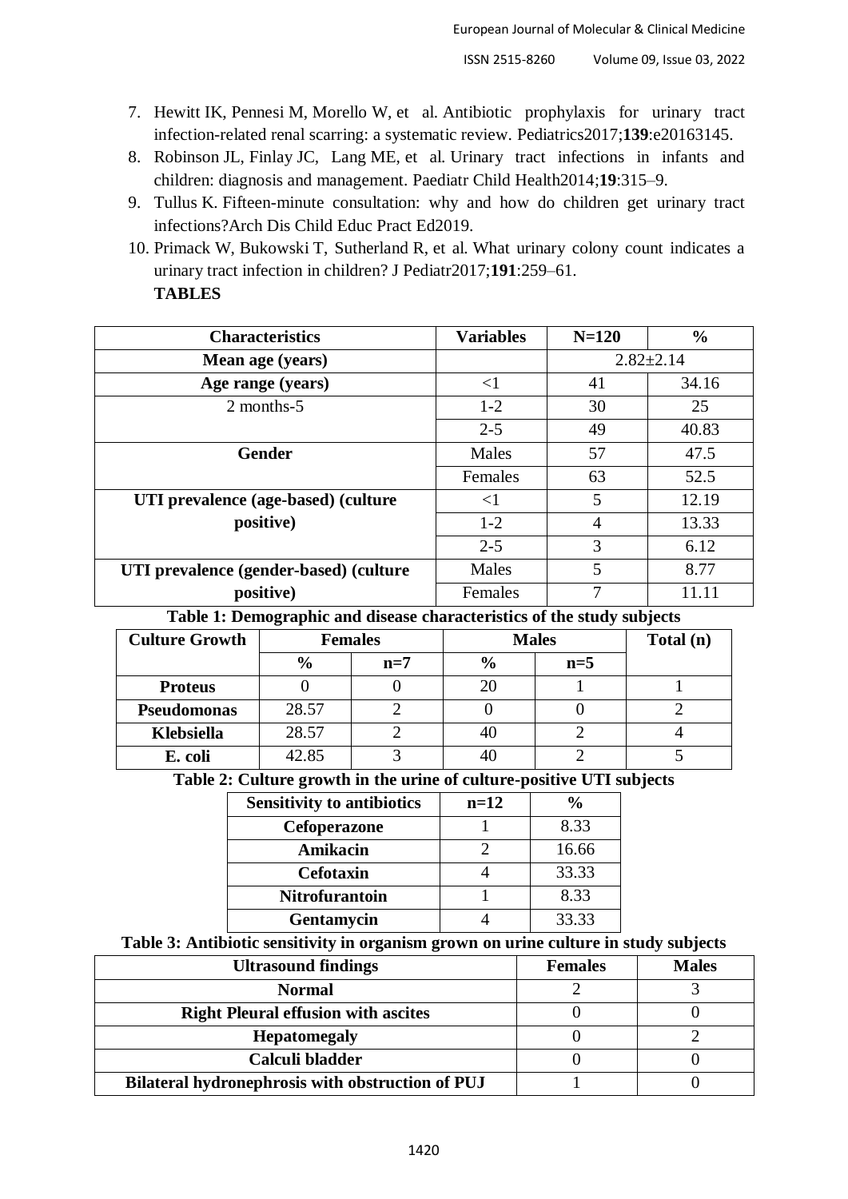7. Hewitt IK, Pennesi M, Morello W, et al. Antibiotic prophylaxis for urinary tract infection-related renal scarring: a systematic review. Pediatrics2017;**139**:e20163145.
8. Robinson JL, Finlay JC, Lang ME, et al. Urinary tract infections in infants and children: diagnosis and management. Paediatr Child Health2014;**19**:315–9.
9. Tullus K. Fifteen-minute consultation: why and how do children get urinary tract infections?Arch Dis Child Educ Pract Ed2019.
10. Primack W, Bukowski T, Sutherland R, et al. What urinary colony count indicates a urinary tract infection in children? J Pediatr2017;**191**:259–61.

**TABLES**

| Characteristics | Variables | N=120 | % |
|---|---|---|---|
| **Mean age (years)** | | 2.82±2.14 | |
| **Age range (years)** | <1 | 41 | 34.16 |
| 2 months-5 | 1-2 | 30 | 25 |
| | 2-5 | 49 | 40.83 |
| **Gender** | Males | 57 | 47.5 |
| | Females | 63 | 52.5 |
| **UTI prevalence (age-based) (culture positive)** | <1 | 5 | 12.19 |
| | 1-2 | 4 | 13.33 |
| | 2-5 | 3 | 6.12 |
| **UTI prevalence (gender-based) (culture positive)** | Males | 5 | 8.77 |
| | Females | 7 | 11.11 |

**Table 1: Demographic and disease characteristics of the study subjects**

| Culture Growth | Females | | Males | | Total (n) |
|---|---|---|---|---|---|
| | % | n=7 | % | n=5 | |
| **Proteus** | 0 | 0 | 20 | 1 | 1 |
| **Pseudomonas** | 28.57 | 2 | 0 | 0 | 2 |
| **Klebsiella** | 28.57 | 2 | 40 | 2 | 4 |
| **E. coli** | 42.85 | 3 | 40 | 2 | 5 |

**Table 2: Culture growth in the urine of culture-positive UTI subjects**

| Sensitivity to antibiotics | n=12 | % |
|---|---|---|
| **Cefoperazone** | 1 | 8.33 |
| **Amikacin** | 2 | 16.66 |
| **Cefotaxin** | 4 | 33.33 |
| **Nitrofurantoin** | 1 | 8.33 |
| **Gentamycin** | 4 | 33.33 |

**Table 3: Antibiotic sensitivity in organism grown on urine culture in study subjects**

| Ultrasound findings | Females | Males |
|---|---|---|
| **Normal** | 2 | 3 |
| **Right Pleural effusion with ascites** | 0 | 0 |
| **Hepatomegaly** | 0 | 2 |
| **Calculi bladder** | 0 | 0 |
| **Bilateral hydronephrosis with obstruction of PUJ** | 1 | 0 |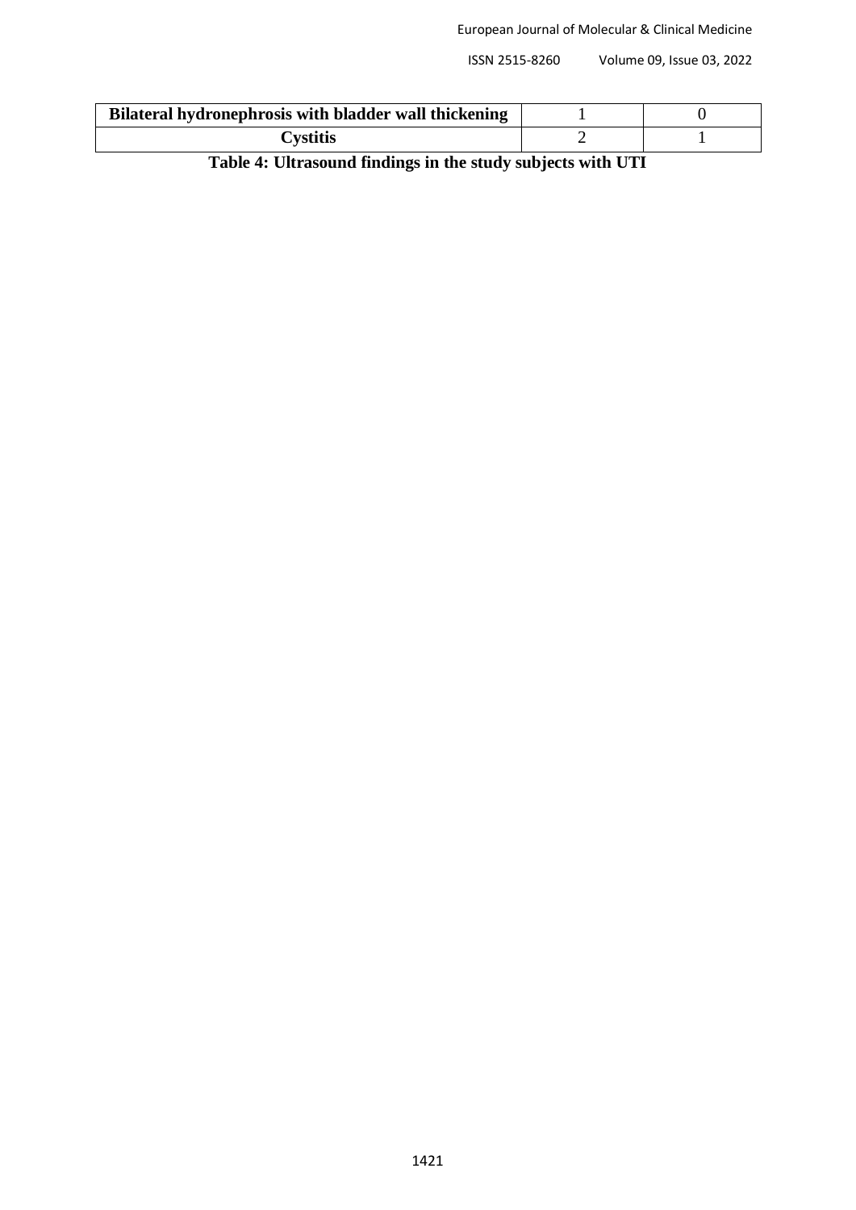| | | |
|---|---|---|
| **Bilateral hydronephrosis with bladder wall thickening** | 1 | 0 |
| **Cystitis** | 2 | 1 |

**Table 4: Ultrasound findings in the study subjects with UTI**